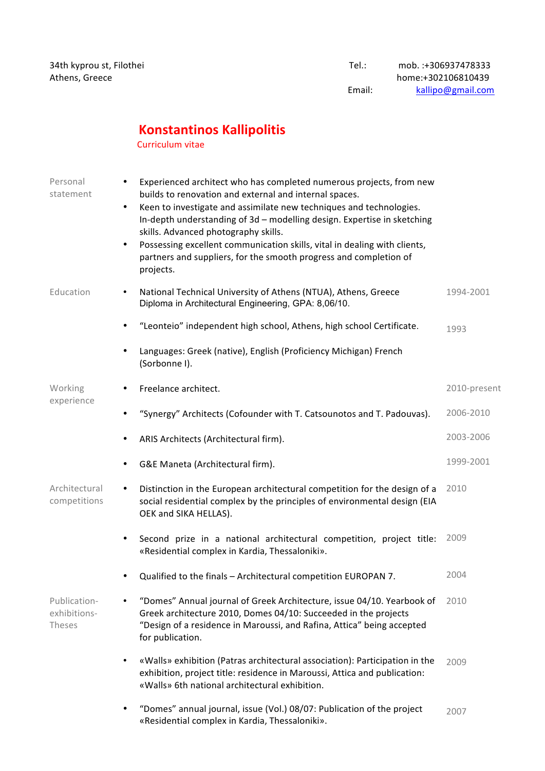34th kyprou st, Filothei
Athens, Greece

Tel.: mob. :+306937478333
home:+302106810439
Email: kallipo@gmail.com

# Konstantinos Kallipolitis

Curriculum vitae

## Personal statement

- Experienced architect who has completed numerous projects, from new builds to renovation and external and internal spaces.
- Keen to investigate and assimilate new techniques and technologies. In-depth understanding of 3d – modelling design. Expertise in sketching skills. Advanced photography skills.
- Possessing excellent communication skills, vital in dealing with clients, partners and suppliers, for the smooth progress and completion of projects.

## Education

- National Technical University of Athens (NTUA), Athens, Greece — 1994-2001
  Diploma in Architectural Engineering, GPA: 8,06/10.
- "Leonteio" independent high school, Athens, high school Certificate. — 1993
- Languages: Greek (native), English (Proficiency Michigan) French (Sorbonne I).

## Working experience

- Freelance architect. — 2010-present
- "Synergy" Architects (Cofounder with T. Catsounotos and T. Padouvas). — 2006-2010
- ARIS Architects (Architectural firm). — 2003-2006
- G&E Maneta (Architectural firm). — 1999-2001

## Architectural competitions

- Distinction in the European architectural competition for the design of a social residential complex by the principles of environmental design (EIA OEK and SIKA HELLAS). — 2010
- Second prize in a national architectural competition, project title: «Residential complex in Kardia, Thessaloniki». — 2009
- Qualified to the finals – Architectural competition EUROPAN 7. — 2004

## Publication-exhibitions-Theses

- "Domes" Annual journal of Greek Architecture, issue 04/10. Yearbook of Greek architecture 2010, Domes 04/10: Succeeded in the projects "Design of a residence in Maroussi, and Rafina, Attica" being accepted for publication. — 2010
- «Walls» exhibition (Patras architectural association): Participation in the exhibition, project title: residence in Maroussi, Attica and publication: «Walls» 6th national architectural exhibition. — 2009
- "Domes" annual journal, issue (Vol.) 08/07: Publication of the project «Residential complex in Kardia, Thessaloniki». — 2007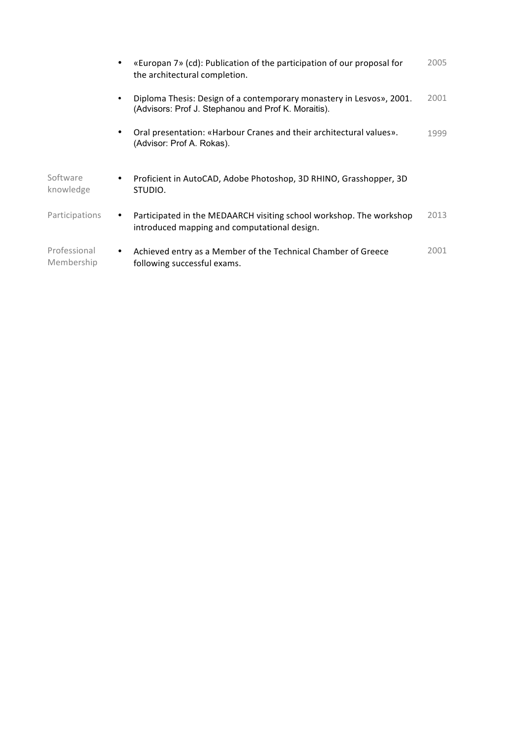- «Europan 7» (cd): Publication of the participation of our proposal for the architectural completion. — 2005
- Diploma Thesis: Design of a contemporary monastery in Lesvos», 2001. (Advisors: Prof J. Stephanou and Prof K. Moraitis). — 2001
- Oral presentation: «Harbour Cranes and their architectural values». (Advisor: Prof A. Rokas). — 1999

**Software knowledge**

- Proficient in AutoCAD, Adobe Photoshop, 3D RHINO, Grasshopper, 3D STUDIO.

**Participations**

- Participated in the MEDAARCH visiting school workshop. The workshop introduced mapping and computational design. — 2013

**Professional Membership**

- Achieved entry as a Member of the Technical Chamber of Greece following successful exams. — 2001